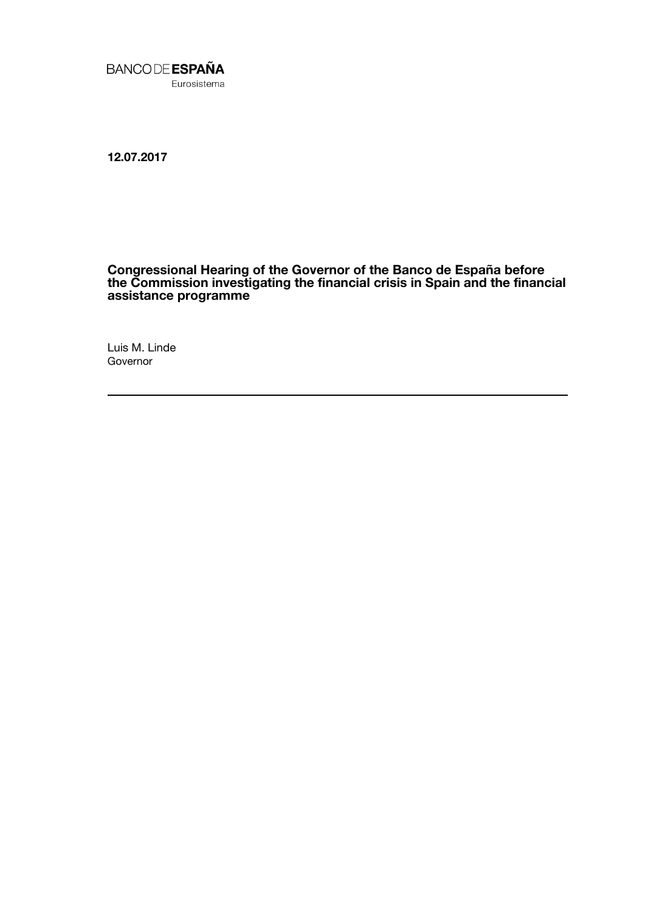BANCO DE **ESPAÑA**

Eurosistema

**12.07.2017**

# Congressional Hearing of the Governor of the Banco de España before the Commission investigating the financial crisis in Spain and the financial assistance programme

Luis M. Linde

Governor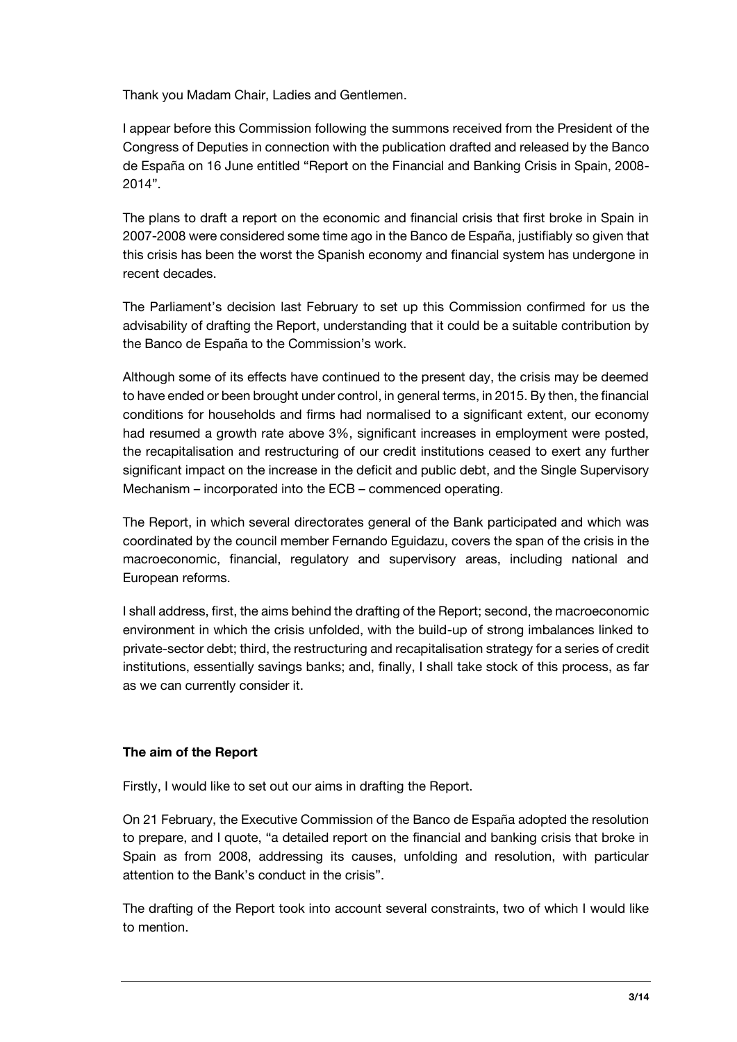Thank you Madam Chair, Ladies and Gentlemen.

I appear before this Commission following the summons received from the President of the Congress of Deputies in connection with the publication drafted and released by the Banco de España on 16 June entitled "Report on the Financial and Banking Crisis in Spain, 2008-2014".

The plans to draft a report on the economic and financial crisis that first broke in Spain in 2007-2008 were considered some time ago in the Banco de España, justifiably so given that this crisis has been the worst the Spanish economy and financial system has undergone in recent decades.

The Parliament's decision last February to set up this Commission confirmed for us the advisability of drafting the Report, understanding that it could be a suitable contribution by the Banco de España to the Commission's work.

Although some of its effects have continued to the present day, the crisis may be deemed to have ended or been brought under control, in general terms, in 2015. By then, the financial conditions for households and firms had normalised to a significant extent, our economy had resumed a growth rate above 3%, significant increases in employment were posted, the recapitalisation and restructuring of our credit institutions ceased to exert any further significant impact on the increase in the deficit and public debt, and the Single Supervisory Mechanism – incorporated into the ECB – commenced operating.

The Report, in which several directorates general of the Bank participated and which was coordinated by the council member Fernando Eguidazu, covers the span of the crisis in the macroeconomic, financial, regulatory and supervisory areas, including national and European reforms.

I shall address, first, the aims behind the drafting of the Report; second, the macroeconomic environment in which the crisis unfolded, with the build-up of strong imbalances linked to private-sector debt; third, the restructuring and recapitalisation strategy for a series of credit institutions, essentially savings banks; and, finally, I shall take stock of this process, as far as we can currently consider it.

## The aim of the Report

Firstly, I would like to set out our aims in drafting the Report.

On 21 February, the Executive Commission of the Banco de España adopted the resolution to prepare, and I quote, "a detailed report on the financial and banking crisis that broke in Spain as from 2008, addressing its causes, unfolding and resolution, with particular attention to the Bank's conduct in the crisis".

The drafting of the Report took into account several constraints, two of which I would like to mention.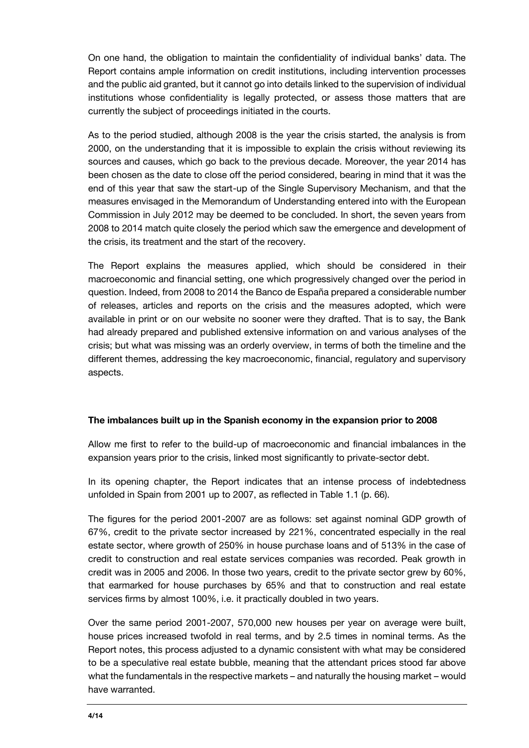On one hand, the obligation to maintain the confidentiality of individual banks' data. The Report contains ample information on credit institutions, including intervention processes and the public aid granted, but it cannot go into details linked to the supervision of individual institutions whose confidentiality is legally protected, or assess those matters that are currently the subject of proceedings initiated in the courts.

As to the period studied, although 2008 is the year the crisis started, the analysis is from 2000, on the understanding that it is impossible to explain the crisis without reviewing its sources and causes, which go back to the previous decade. Moreover, the year 2014 has been chosen as the date to close off the period considered, bearing in mind that it was the end of this year that saw the start-up of the Single Supervisory Mechanism, and that the measures envisaged in the Memorandum of Understanding entered into with the European Commission in July 2012 may be deemed to be concluded. In short, the seven years from 2008 to 2014 match quite closely the period which saw the emergence and development of the crisis, its treatment and the start of the recovery.

The Report explains the measures applied, which should be considered in their macroeconomic and financial setting, one which progressively changed over the period in question. Indeed, from 2008 to 2014 the Banco de España prepared a considerable number of releases, articles and reports on the crisis and the measures adopted, which were available in print or on our website no sooner were they drafted. That is to say, the Bank had already prepared and published extensive information on and various analyses of the crisis; but what was missing was an orderly overview, in terms of both the timeline and the different themes, addressing the key macroeconomic, financial, regulatory and supervisory aspects.

**The imbalances built up in the Spanish economy in the expansion prior to 2008**

Allow me first to refer to the build-up of macroeconomic and financial imbalances in the expansion years prior to the crisis, linked most significantly to private-sector debt.

In its opening chapter, the Report indicates that an intense process of indebtedness unfolded in Spain from 2001 up to 2007, as reflected in Table 1.1 (p. 66).

The figures for the period 2001-2007 are as follows: set against nominal GDP growth of 67%, credit to the private sector increased by 221%, concentrated especially in the real estate sector, where growth of 250% in house purchase loans and of 513% in the case of credit to construction and real estate services companies was recorded. Peak growth in credit was in 2005 and 2006. In those two years, credit to the private sector grew by 60%, that earmarked for house purchases by 65% and that to construction and real estate services firms by almost 100%, i.e. it practically doubled in two years.

Over the same period 2001-2007, 570,000 new houses per year on average were built, house prices increased twofold in real terms, and by 2.5 times in nominal terms. As the Report notes, this process adjusted to a dynamic consistent with what may be considered to be a speculative real estate bubble, meaning that the attendant prices stood far above what the fundamentals in the respective markets – and naturally the housing market – would have warranted.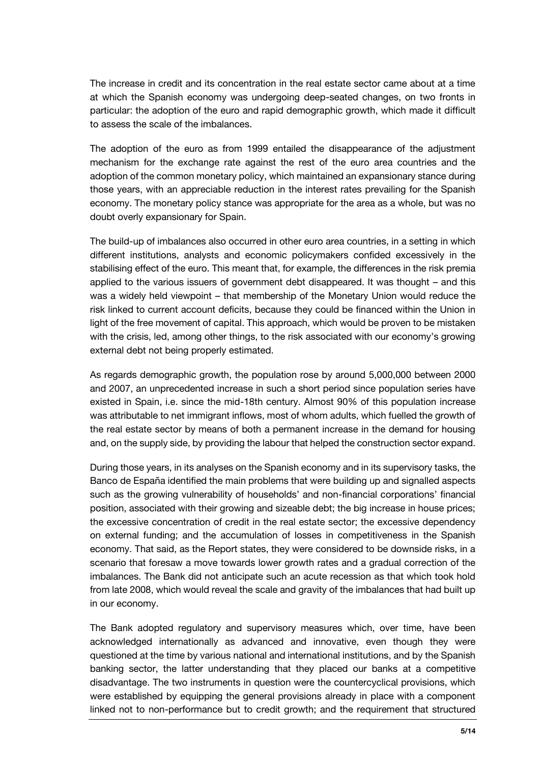The increase in credit and its concentration in the real estate sector came about at a time at which the Spanish economy was undergoing deep-seated changes, on two fronts in particular: the adoption of the euro and rapid demographic growth, which made it difficult to assess the scale of the imbalances.

The adoption of the euro as from 1999 entailed the disappearance of the adjustment mechanism for the exchange rate against the rest of the euro area countries and the adoption of the common monetary policy, which maintained an expansionary stance during those years, with an appreciable reduction in the interest rates prevailing for the Spanish economy. The monetary policy stance was appropriate for the area as a whole, but was no doubt overly expansionary for Spain.

The build-up of imbalances also occurred in other euro area countries, in a setting in which different institutions, analysts and economic policymakers confided excessively in the stabilising effect of the euro. This meant that, for example, the differences in the risk premia applied to the various issuers of government debt disappeared. It was thought – and this was a widely held viewpoint – that membership of the Monetary Union would reduce the risk linked to current account deficits, because they could be financed within the Union in light of the free movement of capital. This approach, which would be proven to be mistaken with the crisis, led, among other things, to the risk associated with our economy's growing external debt not being properly estimated.

As regards demographic growth, the population rose by around 5,000,000 between 2000 and 2007, an unprecedented increase in such a short period since population series have existed in Spain, i.e. since the mid-18th century. Almost 90% of this population increase was attributable to net immigrant inflows, most of whom adults, which fuelled the growth of the real estate sector by means of both a permanent increase in the demand for housing and, on the supply side, by providing the labour that helped the construction sector expand.

During those years, in its analyses on the Spanish economy and in its supervisory tasks, the Banco de España identified the main problems that were building up and signalled aspects such as the growing vulnerability of households' and non-financial corporations' financial position, associated with their growing and sizeable debt; the big increase in house prices; the excessive concentration of credit in the real estate sector; the excessive dependency on external funding; and the accumulation of losses in competitiveness in the Spanish economy. That said, as the Report states, they were considered to be downside risks, in a scenario that foresaw a move towards lower growth rates and a gradual correction of the imbalances. The Bank did not anticipate such an acute recession as that which took hold from late 2008, which would reveal the scale and gravity of the imbalances that had built up in our economy.

The Bank adopted regulatory and supervisory measures which, over time, have been acknowledged internationally as advanced and innovative, even though they were questioned at the time by various national and international institutions, and by the Spanish banking sector, the latter understanding that they placed our banks at a competitive disadvantage. The two instruments in question were the countercyclical provisions, which were established by equipping the general provisions already in place with a component linked not to non-performance but to credit growth; and the requirement that structured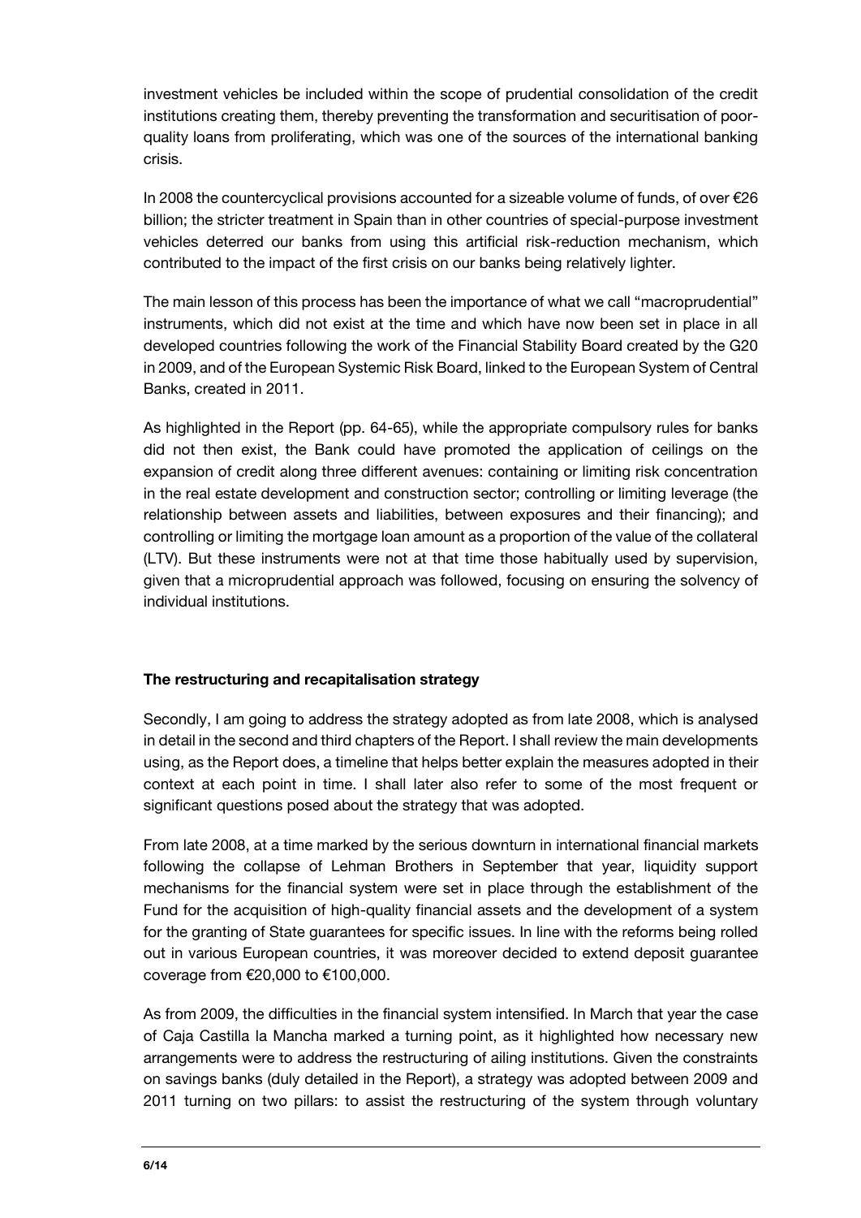investment vehicles be included within the scope of prudential consolidation of the credit institutions creating them, thereby preventing the transformation and securitisation of poor-quality loans from proliferating, which was one of the sources of the international banking crisis.

In 2008 the countercyclical provisions accounted for a sizeable volume of funds, of over €26 billion; the stricter treatment in Spain than in other countries of special-purpose investment vehicles deterred our banks from using this artificial risk-reduction mechanism, which contributed to the impact of the first crisis on our banks being relatively lighter.

The main lesson of this process has been the importance of what we call "macroprudential" instruments, which did not exist at the time and which have now been set in place in all developed countries following the work of the Financial Stability Board created by the G20 in 2009, and of the European Systemic Risk Board, linked to the European System of Central Banks, created in 2011.

As highlighted in the Report (pp. 64-65), while the appropriate compulsory rules for banks did not then exist, the Bank could have promoted the application of ceilings on the expansion of credit along three different avenues: containing or limiting risk concentration in the real estate development and construction sector; controlling or limiting leverage (the relationship between assets and liabilities, between exposures and their financing); and controlling or limiting the mortgage loan amount as a proportion of the value of the collateral (LTV). But these instruments were not at that time those habitually used by supervision, given that a microprudential approach was followed, focusing on ensuring the solvency of individual institutions.

**The restructuring and recapitalisation strategy**

Secondly, I am going to address the strategy adopted as from late 2008, which is analysed in detail in the second and third chapters of the Report. I shall review the main developments using, as the Report does, a timeline that helps better explain the measures adopted in their context at each point in time. I shall later also refer to some of the most frequent or significant questions posed about the strategy that was adopted.

From late 2008, at a time marked by the serious downturn in international financial markets following the collapse of Lehman Brothers in September that year, liquidity support mechanisms for the financial system were set in place through the establishment of the Fund for the acquisition of high-quality financial assets and the development of a system for the granting of State guarantees for specific issues. In line with the reforms being rolled out in various European countries, it was moreover decided to extend deposit guarantee coverage from €20,000 to €100,000.

As from 2009, the difficulties in the financial system intensified. In March that year the case of Caja Castilla la Mancha marked a turning point, as it highlighted how necessary new arrangements were to address the restructuring of ailing institutions. Given the constraints on savings banks (duly detailed in the Report), a strategy was adopted between 2009 and 2011 turning on two pillars: to assist the restructuring of the system through voluntary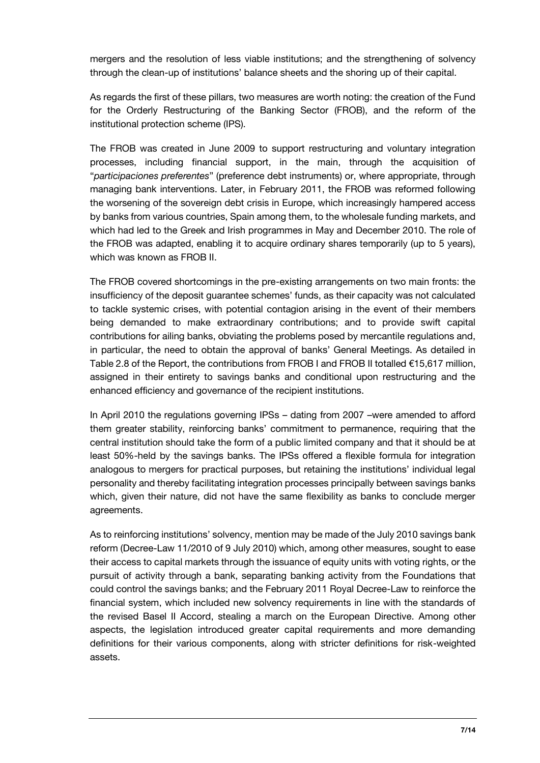mergers and the resolution of less viable institutions; and the strengthening of solvency through the clean-up of institutions' balance sheets and the shoring up of their capital.

As regards the first of these pillars, two measures are worth noting: the creation of the Fund for the Orderly Restructuring of the Banking Sector (FROB), and the reform of the institutional protection scheme (IPS).

The FROB was created in June 2009 to support restructuring and voluntary integration processes, including financial support, in the main, through the acquisition of "*participaciones preferentes*" (preference debt instruments) or, where appropriate, through managing bank interventions. Later, in February 2011, the FROB was reformed following the worsening of the sovereign debt crisis in Europe, which increasingly hampered access by banks from various countries, Spain among them, to the wholesale funding markets, and which had led to the Greek and Irish programmes in May and December 2010. The role of the FROB was adapted, enabling it to acquire ordinary shares temporarily (up to 5 years), which was known as FROB II.

The FROB covered shortcomings in the pre-existing arrangements on two main fronts: the insufficiency of the deposit guarantee schemes' funds, as their capacity was not calculated to tackle systemic crises, with potential contagion arising in the event of their members being demanded to make extraordinary contributions; and to provide swift capital contributions for ailing banks, obviating the problems posed by mercantile regulations and, in particular, the need to obtain the approval of banks' General Meetings. As detailed in Table 2.8 of the Report, the contributions from FROB I and FROB II totalled €15,617 million, assigned in their entirety to savings banks and conditional upon restructuring and the enhanced efficiency and governance of the recipient institutions.

In April 2010 the regulations governing IPSs – dating from 2007 –were amended to afford them greater stability, reinforcing banks' commitment to permanence, requiring that the central institution should take the form of a public limited company and that it should be at least 50%-held by the savings banks. The IPSs offered a flexible formula for integration analogous to mergers for practical purposes, but retaining the institutions' individual legal personality and thereby facilitating integration processes principally between savings banks which, given their nature, did not have the same flexibility as banks to conclude merger agreements.

As to reinforcing institutions' solvency, mention may be made of the July 2010 savings bank reform (Decree-Law 11/2010 of 9 July 2010) which, among other measures, sought to ease their access to capital markets through the issuance of equity units with voting rights, or the pursuit of activity through a bank, separating banking activity from the Foundations that could control the savings banks; and the February 2011 Royal Decree-Law to reinforce the financial system, which included new solvency requirements in line with the standards of the revised Basel II Accord, stealing a march on the European Directive. Among other aspects, the legislation introduced greater capital requirements and more demanding definitions for their various components, along with stricter definitions for risk-weighted assets.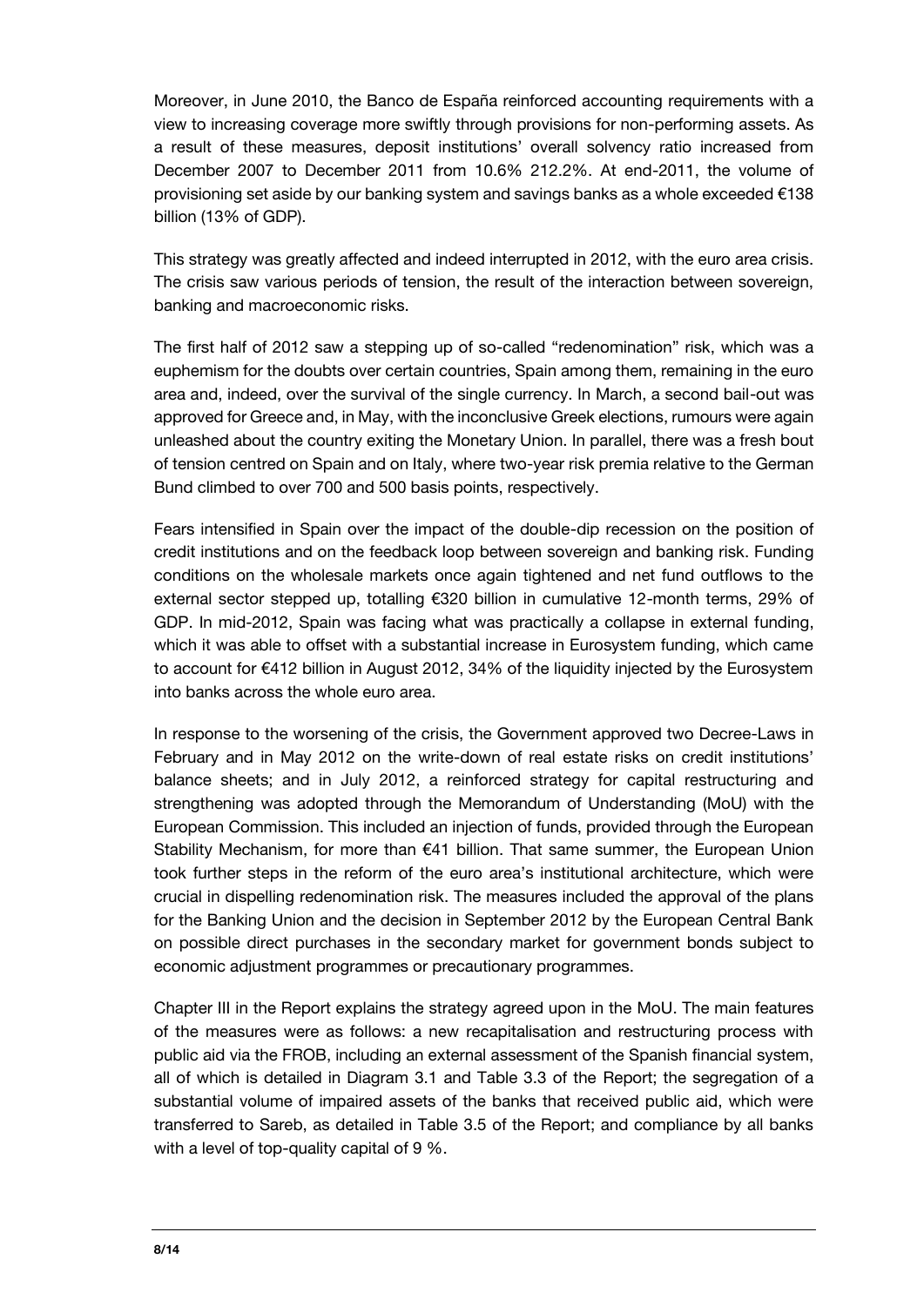Moreover, in June 2010, the Banco de España reinforced accounting requirements with a view to increasing coverage more swiftly through provisions for non-performing assets. As a result of these measures, deposit institutions' overall solvency ratio increased from December 2007 to December 2011 from 10.6% 212.2%. At end-2011, the volume of provisioning set aside by our banking system and savings banks as a whole exceeded €138 billion (13% of GDP).

This strategy was greatly affected and indeed interrupted in 2012, with the euro area crisis. The crisis saw various periods of tension, the result of the interaction between sovereign, banking and macroeconomic risks.

The first half of 2012 saw a stepping up of so-called "redenomination" risk, which was a euphemism for the doubts over certain countries, Spain among them, remaining in the euro area and, indeed, over the survival of the single currency. In March, a second bail-out was approved for Greece and, in May, with the inconclusive Greek elections, rumours were again unleashed about the country exiting the Monetary Union. In parallel, there was a fresh bout of tension centred on Spain and on Italy, where two-year risk premia relative to the German Bund climbed to over 700 and 500 basis points, respectively.

Fears intensified in Spain over the impact of the double-dip recession on the position of credit institutions and on the feedback loop between sovereign and banking risk. Funding conditions on the wholesale markets once again tightened and net fund outflows to the external sector stepped up, totalling €320 billion in cumulative 12-month terms, 29% of GDP. In mid-2012, Spain was facing what was practically a collapse in external funding, which it was able to offset with a substantial increase in Eurosystem funding, which came to account for €412 billion in August 2012, 34% of the liquidity injected by the Eurosystem into banks across the whole euro area.

In response to the worsening of the crisis, the Government approved two Decree-Laws in February and in May 2012 on the write-down of real estate risks on credit institutions' balance sheets; and in July 2012, a reinforced strategy for capital restructuring and strengthening was adopted through the Memorandum of Understanding (MoU) with the European Commission. This included an injection of funds, provided through the European Stability Mechanism, for more than €41 billion. That same summer, the European Union took further steps in the reform of the euro area's institutional architecture, which were crucial in dispelling redenomination risk. The measures included the approval of the plans for the Banking Union and the decision in September 2012 by the European Central Bank on possible direct purchases in the secondary market for government bonds subject to economic adjustment programmes or precautionary programmes.

Chapter III in the Report explains the strategy agreed upon in the MoU. The main features of the measures were as follows: a new recapitalisation and restructuring process with public aid via the FROB, including an external assessment of the Spanish financial system, all of which is detailed in Diagram 3.1 and Table 3.3 of the Report; the segregation of a substantial volume of impaired assets of the banks that received public aid, which were transferred to Sareb, as detailed in Table 3.5 of the Report; and compliance by all banks with a level of top-quality capital of 9 %.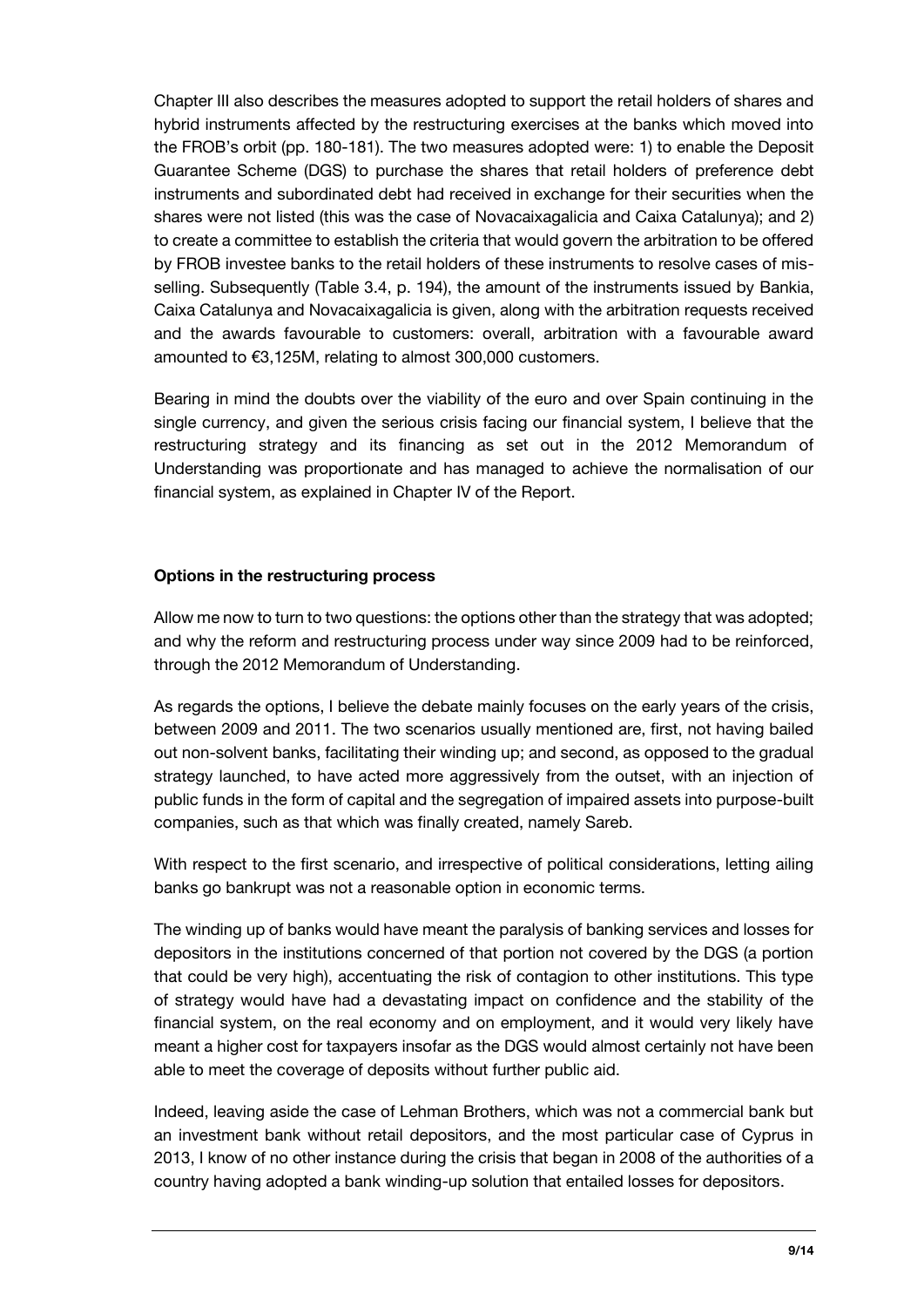Chapter III also describes the measures adopted to support the retail holders of shares and hybrid instruments affected by the restructuring exercises at the banks which moved into the FROB's orbit (pp. 180-181). The two measures adopted were: 1) to enable the Deposit Guarantee Scheme (DGS) to purchase the shares that retail holders of preference debt instruments and subordinated debt had received in exchange for their securities when the shares were not listed (this was the case of Novacaixagalicia and Caixa Catalunya); and 2) to create a committee to establish the criteria that would govern the arbitration to be offered by FROB investee banks to the retail holders of these instruments to resolve cases of mis-selling. Subsequently (Table 3.4, p. 194), the amount of the instruments issued by Bankia, Caixa Catalunya and Novacaixagalicia is given, along with the arbitration requests received and the awards favourable to customers: overall, arbitration with a favourable award amounted to €3,125M, relating to almost 300,000 customers.

Bearing in mind the doubts over the viability of the euro and over Spain continuing in the single currency, and given the serious crisis facing our financial system, I believe that the restructuring strategy and its financing as set out in the 2012 Memorandum of Understanding was proportionate and has managed to achieve the normalisation of our financial system, as explained in Chapter IV of the Report.

**Options in the restructuring process**

Allow me now to turn to two questions: the options other than the strategy that was adopted; and why the reform and restructuring process under way since 2009 had to be reinforced, through the 2012 Memorandum of Understanding.

As regards the options, I believe the debate mainly focuses on the early years of the crisis, between 2009 and 2011. The two scenarios usually mentioned are, first, not having bailed out non-solvent banks, facilitating their winding up; and second, as opposed to the gradual strategy launched, to have acted more aggressively from the outset, with an injection of public funds in the form of capital and the segregation of impaired assets into purpose-built companies, such as that which was finally created, namely Sareb.

With respect to the first scenario, and irrespective of political considerations, letting ailing banks go bankrupt was not a reasonable option in economic terms.

The winding up of banks would have meant the paralysis of banking services and losses for depositors in the institutions concerned of that portion not covered by the DGS (a portion that could be very high), accentuating the risk of contagion to other institutions. This type of strategy would have had a devastating impact on confidence and the stability of the financial system, on the real economy and on employment, and it would very likely have meant a higher cost for taxpayers insofar as the DGS would almost certainly not have been able to meet the coverage of deposits without further public aid.

Indeed, leaving aside the case of Lehman Brothers, which was not a commercial bank but an investment bank without retail depositors, and the most particular case of Cyprus in 2013, I know of no other instance during the crisis that began in 2008 of the authorities of a country having adopted a bank winding-up solution that entailed losses for depositors.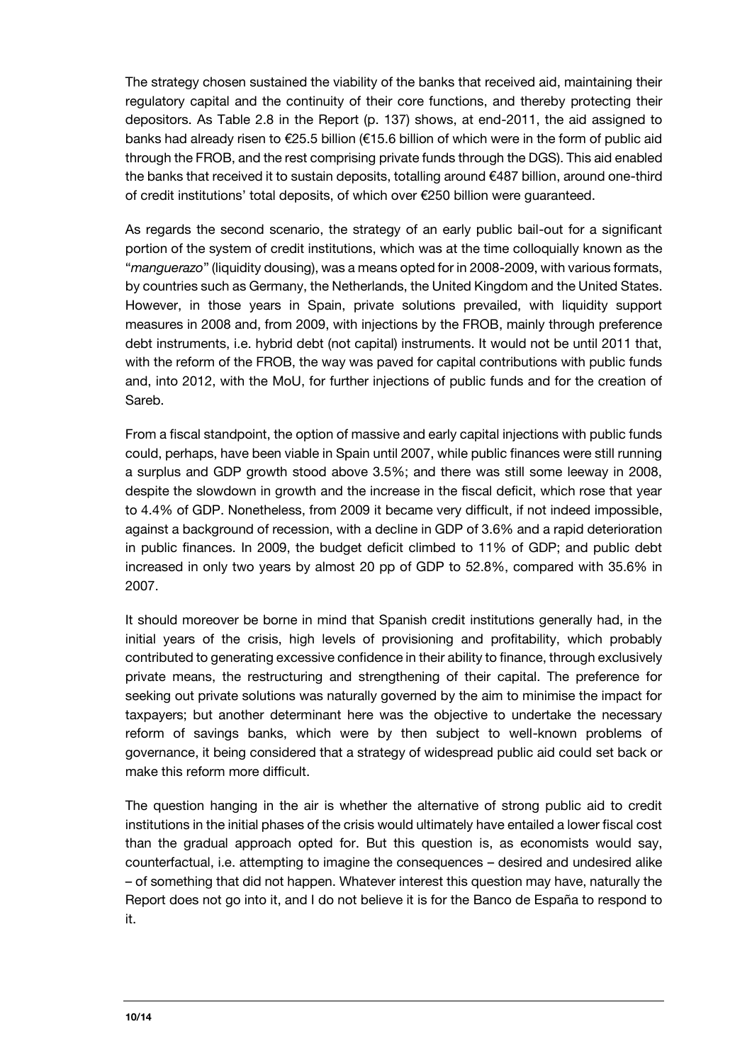The strategy chosen sustained the viability of the banks that received aid, maintaining their regulatory capital and the continuity of their core functions, and thereby protecting their depositors. As Table 2.8 in the Report (p. 137) shows, at end-2011, the aid assigned to banks had already risen to €25.5 billion (€15.6 billion of which were in the form of public aid through the FROB, and the rest comprising private funds through the DGS). This aid enabled the banks that received it to sustain deposits, totalling around €487 billion, around one-third of credit institutions' total deposits, of which over €250 billion were guaranteed.

As regards the second scenario, the strategy of an early public bail-out for a significant portion of the system of credit institutions, which was at the time colloquially known as the "*manguerazo*" (liquidity dousing), was a means opted for in 2008-2009, with various formats, by countries such as Germany, the Netherlands, the United Kingdom and the United States. However, in those years in Spain, private solutions prevailed, with liquidity support measures in 2008 and, from 2009, with injections by the FROB, mainly through preference debt instruments, i.e. hybrid debt (not capital) instruments. It would not be until 2011 that, with the reform of the FROB, the way was paved for capital contributions with public funds and, into 2012, with the MoU, for further injections of public funds and for the creation of Sareb.

From a fiscal standpoint, the option of massive and early capital injections with public funds could, perhaps, have been viable in Spain until 2007, while public finances were still running a surplus and GDP growth stood above 3.5%; and there was still some leeway in 2008, despite the slowdown in growth and the increase in the fiscal deficit, which rose that year to 4.4% of GDP. Nonetheless, from 2009 it became very difficult, if not indeed impossible, against a background of recession, with a decline in GDP of 3.6% and a rapid deterioration in public finances. In 2009, the budget deficit climbed to 11% of GDP; and public debt increased in only two years by almost 20 pp of GDP to 52.8%, compared with 35.6% in 2007.

It should moreover be borne in mind that Spanish credit institutions generally had, in the initial years of the crisis, high levels of provisioning and profitability, which probably contributed to generating excessive confidence in their ability to finance, through exclusively private means, the restructuring and strengthening of their capital. The preference for seeking out private solutions was naturally governed by the aim to minimise the impact for taxpayers; but another determinant here was the objective to undertake the necessary reform of savings banks, which were by then subject to well-known problems of governance, it being considered that a strategy of widespread public aid could set back or make this reform more difficult.

The question hanging in the air is whether the alternative of strong public aid to credit institutions in the initial phases of the crisis would ultimately have entailed a lower fiscal cost than the gradual approach opted for. But this question is, as economists would say, counterfactual, i.e. attempting to imagine the consequences – desired and undesired alike – of something that did not happen. Whatever interest this question may have, naturally the Report does not go into it, and I do not believe it is for the Banco de España to respond to it.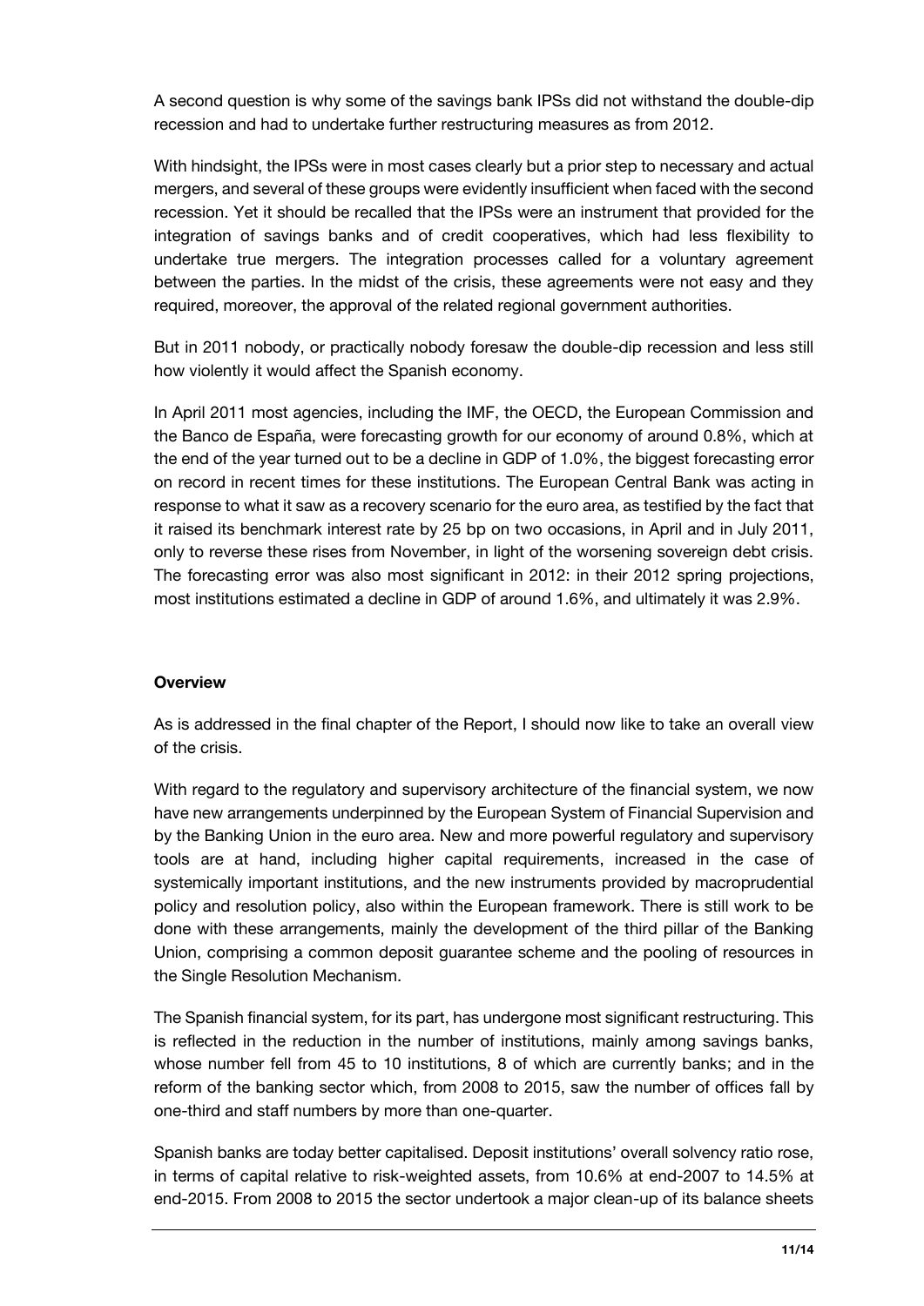A second question is why some of the savings bank IPSs did not withstand the double-dip recession and had to undertake further restructuring measures as from 2012.

With hindsight, the IPSs were in most cases clearly but a prior step to necessary and actual mergers, and several of these groups were evidently insufficient when faced with the second recession. Yet it should be recalled that the IPSs were an instrument that provided for the integration of savings banks and of credit cooperatives, which had less flexibility to undertake true mergers. The integration processes called for a voluntary agreement between the parties. In the midst of the crisis, these agreements were not easy and they required, moreover, the approval of the related regional government authorities.

But in 2011 nobody, or practically nobody foresaw the double-dip recession and less still how violently it would affect the Spanish economy.

In April 2011 most agencies, including the IMF, the OECD, the European Commission and the Banco de España, were forecasting growth for our economy of around 0.8%, which at the end of the year turned out to be a decline in GDP of 1.0%, the biggest forecasting error on record in recent times for these institutions. The European Central Bank was acting in response to what it saw as a recovery scenario for the euro area, as testified by the fact that it raised its benchmark interest rate by 25 bp on two occasions, in April and in July 2011, only to reverse these rises from November, in light of the worsening sovereign debt crisis. The forecasting error was also most significant in 2012: in their 2012 spring projections, most institutions estimated a decline in GDP of around 1.6%, and ultimately it was 2.9%.

**Overview**

As is addressed in the final chapter of the Report, I should now like to take an overall view of the crisis.

With regard to the regulatory and supervisory architecture of the financial system, we now have new arrangements underpinned by the European System of Financial Supervision and by the Banking Union in the euro area. New and more powerful regulatory and supervisory tools are at hand, including higher capital requirements, increased in the case of systemically important institutions, and the new instruments provided by macroprudential policy and resolution policy, also within the European framework. There is still work to be done with these arrangements, mainly the development of the third pillar of the Banking Union, comprising a common deposit guarantee scheme and the pooling of resources in the Single Resolution Mechanism.

The Spanish financial system, for its part, has undergone most significant restructuring. This is reflected in the reduction in the number of institutions, mainly among savings banks, whose number fell from 45 to 10 institutions, 8 of which are currently banks; and in the reform of the banking sector which, from 2008 to 2015, saw the number of offices fall by one-third and staff numbers by more than one-quarter.

Spanish banks are today better capitalised. Deposit institutions' overall solvency ratio rose, in terms of capital relative to risk-weighted assets, from 10.6% at end-2007 to 14.5% at end-2015. From 2008 to 2015 the sector undertook a major clean-up of its balance sheets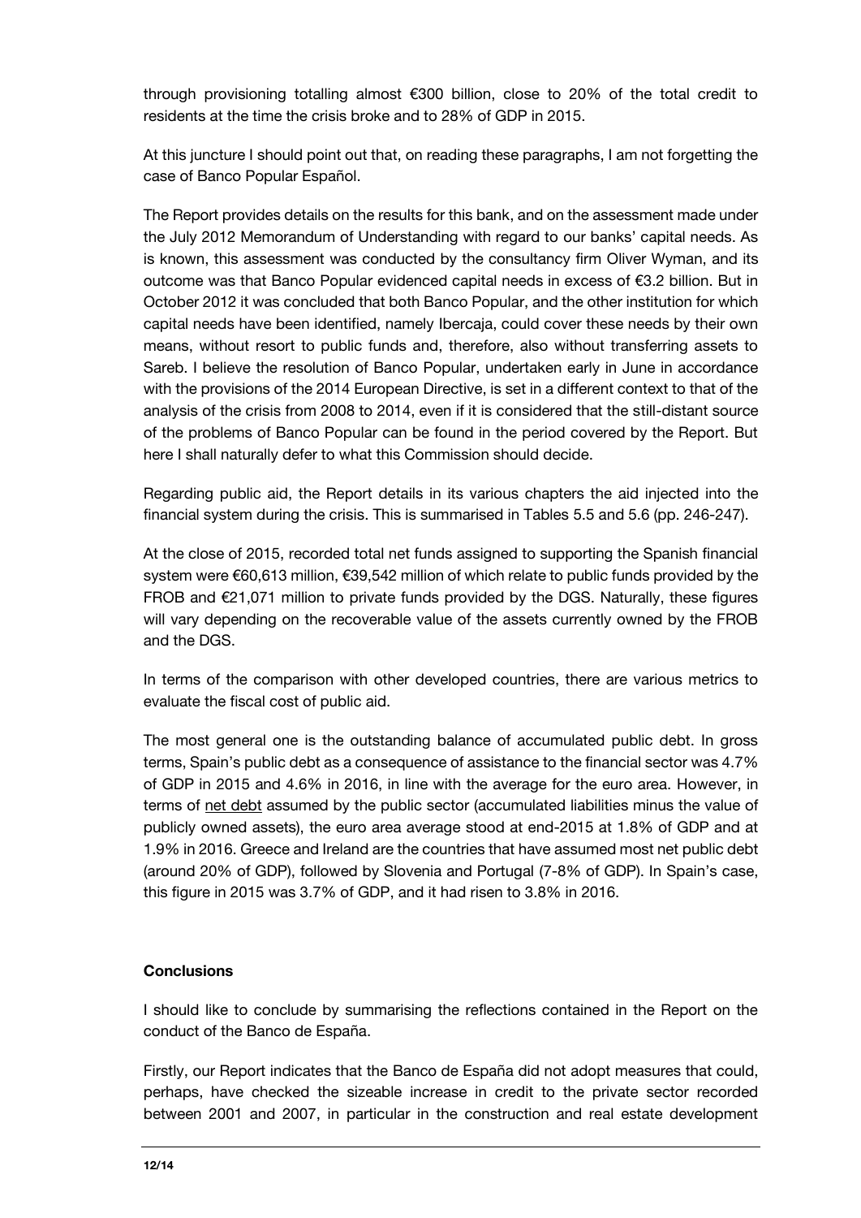through provisioning totalling almost €300 billion, close to 20% of the total credit to residents at the time the crisis broke and to 28% of GDP in 2015.

At this juncture I should point out that, on reading these paragraphs, I am not forgetting the case of Banco Popular Español.

The Report provides details on the results for this bank, and on the assessment made under the July 2012 Memorandum of Understanding with regard to our banks' capital needs. As is known, this assessment was conducted by the consultancy firm Oliver Wyman, and its outcome was that Banco Popular evidenced capital needs in excess of €3.2 billion. But in October 2012 it was concluded that both Banco Popular, and the other institution for which capital needs have been identified, namely Ibercaja, could cover these needs by their own means, without resort to public funds and, therefore, also without transferring assets to Sareb. I believe the resolution of Banco Popular, undertaken early in June in accordance with the provisions of the 2014 European Directive, is set in a different context to that of the analysis of the crisis from 2008 to 2014, even if it is considered that the still-distant source of the problems of Banco Popular can be found in the period covered by the Report. But here I shall naturally defer to what this Commission should decide.

Regarding public aid, the Report details in its various chapters the aid injected into the financial system during the crisis. This is summarised in Tables 5.5 and 5.6 (pp. 246-247).

At the close of 2015, recorded total net funds assigned to supporting the Spanish financial system were €60,613 million, €39,542 million of which relate to public funds provided by the FROB and €21,071 million to private funds provided by the DGS. Naturally, these figures will vary depending on the recoverable value of the assets currently owned by the FROB and the DGS.

In terms of the comparison with other developed countries, there are various metrics to evaluate the fiscal cost of public aid.

The most general one is the outstanding balance of accumulated public debt. In gross terms, Spain's public debt as a consequence of assistance to the financial sector was 4.7% of GDP in 2015 and 4.6% in 2016, in line with the average for the euro area. However, in terms of <u>net debt</u> assumed by the public sector (accumulated liabilities minus the value of publicly owned assets), the euro area average stood at end-2015 at 1.8% of GDP and at 1.9% in 2016. Greece and Ireland are the countries that have assumed most net public debt (around 20% of GDP), followed by Slovenia and Portugal (7-8% of GDP). In Spain's case, this figure in 2015 was 3.7% of GDP, and it had risen to 3.8% in 2016.

## Conclusions

I should like to conclude by summarising the reflections contained in the Report on the conduct of the Banco de España.

Firstly, our Report indicates that the Banco de España did not adopt measures that could, perhaps, have checked the sizeable increase in credit to the private sector recorded between 2001 and 2007, in particular in the construction and real estate development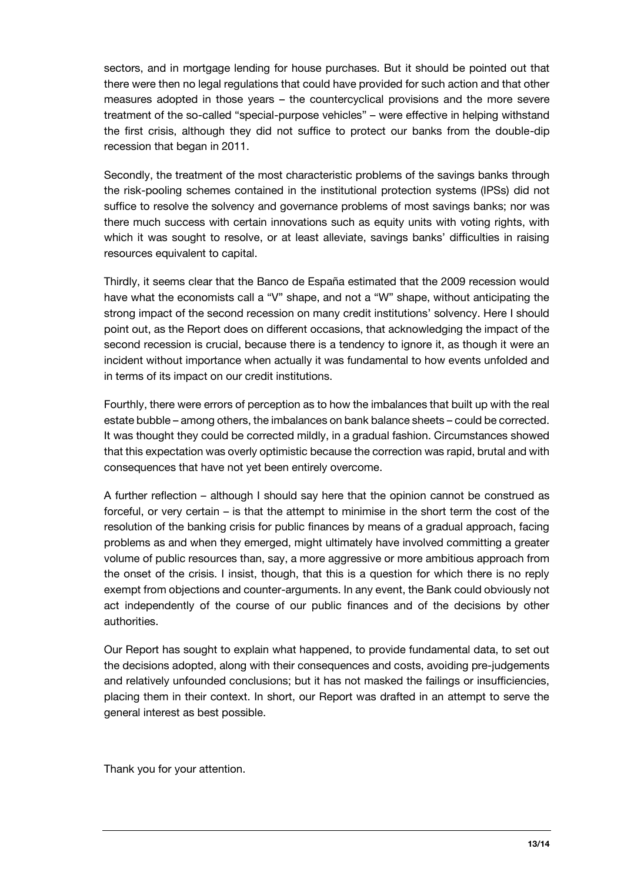sectors, and in mortgage lending for house purchases. But it should be pointed out that there were then no legal regulations that could have provided for such action and that other measures adopted in those years – the countercyclical provisions and the more severe treatment of the so-called "special-purpose vehicles" – were effective in helping withstand the first crisis, although they did not suffice to protect our banks from the double-dip recession that began in 2011.

Secondly, the treatment of the most characteristic problems of the savings banks through the risk-pooling schemes contained in the institutional protection systems (IPSs) did not suffice to resolve the solvency and governance problems of most savings banks; nor was there much success with certain innovations such as equity units with voting rights, with which it was sought to resolve, or at least alleviate, savings banks' difficulties in raising resources equivalent to capital.

Thirdly, it seems clear that the Banco de España estimated that the 2009 recession would have what the economists call a "V" shape, and not a "W" shape, without anticipating the strong impact of the second recession on many credit institutions' solvency. Here I should point out, as the Report does on different occasions, that acknowledging the impact of the second recession is crucial, because there is a tendency to ignore it, as though it were an incident without importance when actually it was fundamental to how events unfolded and in terms of its impact on our credit institutions.

Fourthly, there were errors of perception as to how the imbalances that built up with the real estate bubble – among others, the imbalances on bank balance sheets – could be corrected. It was thought they could be corrected mildly, in a gradual fashion. Circumstances showed that this expectation was overly optimistic because the correction was rapid, brutal and with consequences that have not yet been entirely overcome.

A further reflection – although I should say here that the opinion cannot be construed as forceful, or very certain – is that the attempt to minimise in the short term the cost of the resolution of the banking crisis for public finances by means of a gradual approach, facing problems as and when they emerged, might ultimately have involved committing a greater volume of public resources than, say, a more aggressive or more ambitious approach from the onset of the crisis. I insist, though, that this is a question for which there is no reply exempt from objections and counter-arguments. In any event, the Bank could obviously not act independently of the course of our public finances and of the decisions by other authorities.

Our Report has sought to explain what happened, to provide fundamental data, to set out the decisions adopted, along with their consequences and costs, avoiding pre-judgements and relatively unfounded conclusions; but it has not masked the failings or insufficiencies, placing them in their context. In short, our Report was drafted in an attempt to serve the general interest as best possible.

Thank you for your attention.